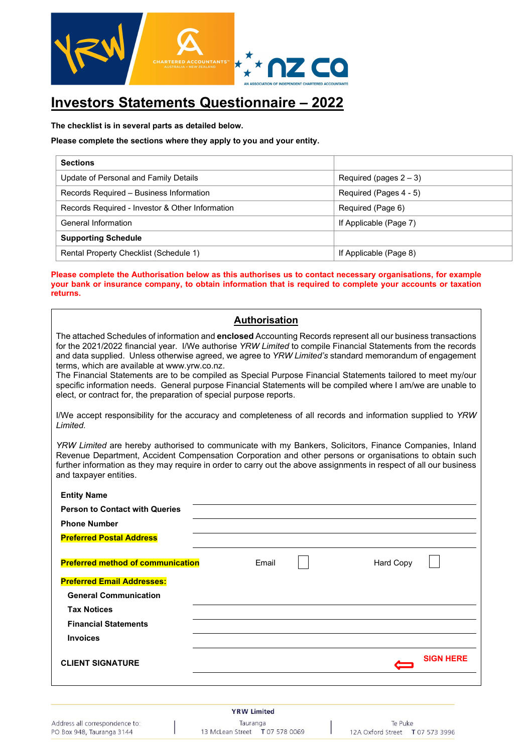# Investors Statements Questionnaire – 2022

**The checklist is in several parts as detailed below.**

**Please complete the sections where they apply to you and your entity.**

| **Sections** | |
|---|---|
| Update of Personal and Family Details | Required (pages 2 – 3) |
| Records Required – Business Information | Required (Pages 4 - 5) |
| Records Required - Investor & Other Information | Required (Page 6) |
| General Information | If Applicable (Page 7) |
| **Supporting Schedule** | |
| Rental Property Checklist (Schedule 1) | If Applicable (Page 8) |

**Please complete the Authorisation below as this authorises us to contact necessary organisations, for example your bank or insurance company, to obtain information that is required to complete your accounts or taxation returns.**

## Authorisation

The attached Schedules of information and **enclosed** Accounting Records represent all our business transactions for the 2021/2022 financial year. I/We authorise *YRW Limited* to compile Financial Statements from the records and data supplied. Unless otherwise agreed, we agree to *YRW Limited's* standard memorandum of engagement terms, which are available at www.yrw.co.nz.
The Financial Statements are to be compiled as Special Purpose Financial Statements tailored to meet my/our specific information needs. General purpose Financial Statements will be compiled where I am/we are unable to elect, or contract for, the preparation of special purpose reports.

I/We accept responsibility for the accuracy and completeness of all records and information supplied to *YRW Limited.*

*YRW Limited* are hereby authorised to communicate with my Bankers, Solicitors, Finance Companies, Inland Revenue Department, Accident Compensation Corporation and other persons or organisations to obtain such further information as they may require in order to carry out the above assignments in respect of all our business and taxpayer entities.

**Entity Name** ______________________

**Person to Contact with Queries** ______________________

**Phone Number** ______________________

**Preferred Postal Address** ______________________

**Preferred method of communication** Email ☐ Hard Copy ☐

**Preferred Email Addresses:**

- **General Communication** ______________________
- **Tax Notices** ______________________
- **Financial Statements** ______________________
- **Invoices** ______________________

**CLIENT SIGNATURE** ______________________ ⇦ **SIGN HERE**

**YRW Limited**

Address all correspondence to: PO Box 948, Tauranga 3144

Tauranga: 13 McLean Street T 07 578 0069

Te Puke: 12A Oxford Street T 07 573 3996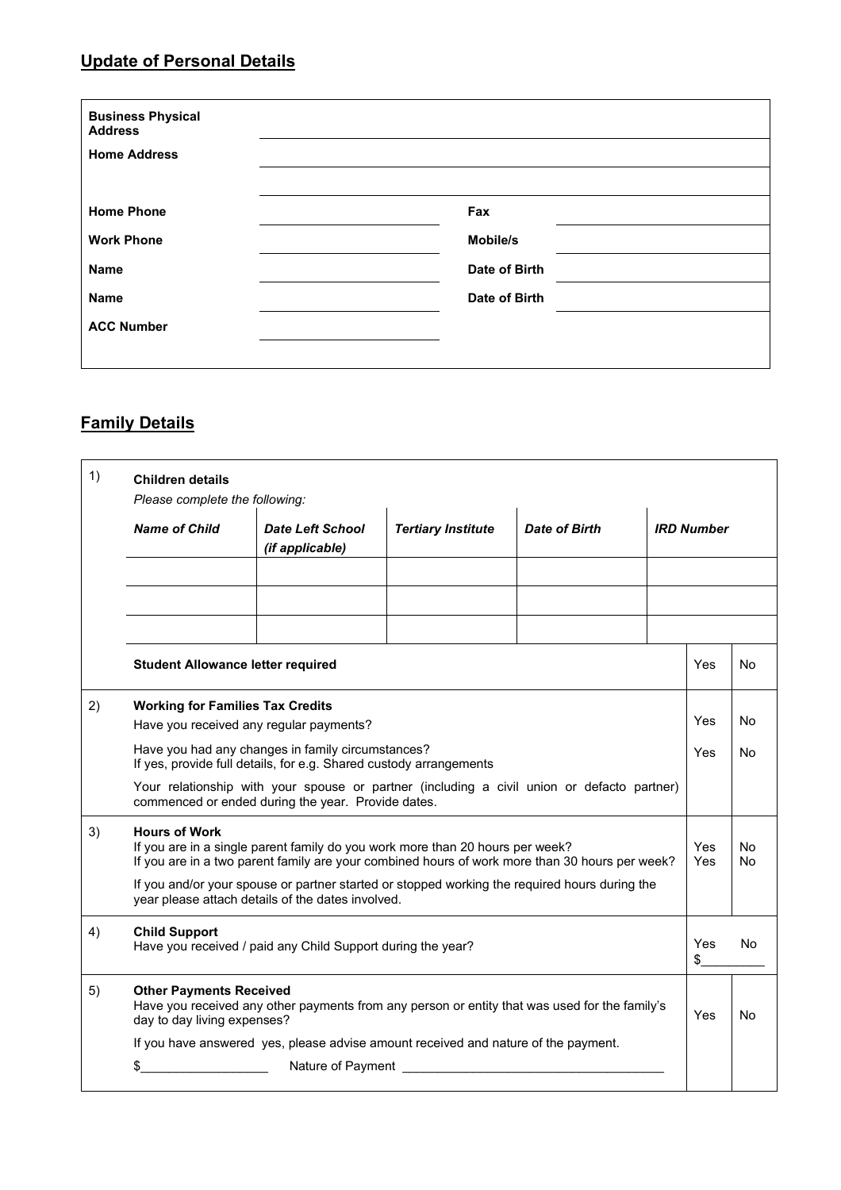## Update of Personal Details

| | | | |
|---|---|---|---|
| **Business Physical Address** | | | |
| **Home Address** | | | |
| | | | |
| **Home Phone** | | **Fax** | |
| **Work Phone** | | **Mobile/s** | |
| **Name** | | **Date of Birth** | |
| **Name** | | **Date of Birth** | |
| **ACC Number** | | | |

## Family Details

**1) Children details**

*Please complete the following:*

| *Name of Child* | *Date Left School (if applicable)* | *Tertiary Institute* | *Date of Birth* | *IRD Number* |
|---|---|---|---|---|
| | | | | |
| | | | | |
| | | | | |

| | Yes | No |
|---|---|---|
| **Student Allowance letter required** | Yes | No |

**2) Working for Families Tax Credits**

| | | |
|---|---|---|
| Have you received any regular payments? | Yes | No |
| Have you had any changes in family circumstances? If yes, provide full details, for e.g. Shared custody arrangements | Yes | No |
| Your relationship with your spouse or partner (including a civil union or defacto partner) commenced or ended during the year. Provide dates. | | |

**3) Hours of Work**

| | | |
|---|---|---|
| If you are in a single parent family do you work more than 20 hours per week? | Yes | No |
| If you are in a two parent family are your combined hours of work more than 30 hours per week? | Yes | No |
| If you and/or your spouse or partner started or stopped working the required hours during the year please attach details of the dates involved. | | |

**4) Child Support**

| | | |
|---|---|---|
| Have you received / paid any Child Support during the year? | Yes $_________ | No |

**5) Other Payments Received**

| | | |
|---|---|---|
| Have you received any other payments from any person or entity that was used for the family's day to day living expenses? | Yes | No |
| If you have answered yes, please advise amount received and nature of the payment. | | |
| $__________________ Nature of Payment _____________________________________ | | |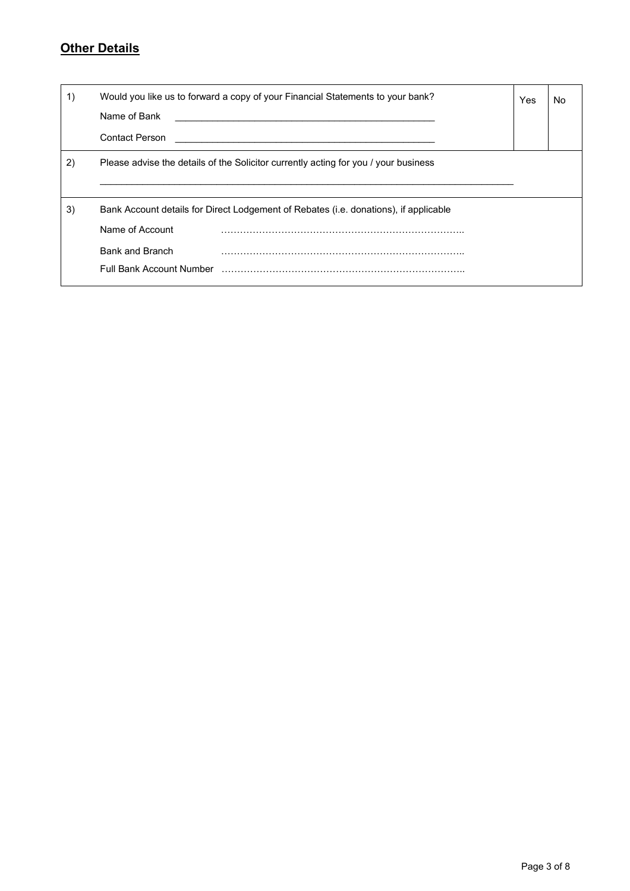## Other Details

| | | | |
|---|---|---|---|
| 1) | Would you like us to forward a copy of your Financial Statements to your bank?<br>Name of Bank \_\_\_\_\_\_\_\_\_\_\_\_\_\_\_\_\_\_\_\_\_\_\_\_\_\_\_\_\_\_\_\_\_\_\_\_\_\_\_\_<br>Contact Person \_\_\_\_\_\_\_\_\_\_\_\_\_\_\_\_\_\_\_\_\_\_\_\_\_\_\_\_\_\_\_\_\_\_\_\_\_\_\_\_ | Yes | No |
| 2) | Please advise the details of the Solicitor currently acting for you / your business<br>\_\_\_\_\_\_\_\_\_\_\_\_\_\_\_\_\_\_\_\_\_\_\_\_\_\_\_\_\_\_\_\_\_\_\_\_\_\_\_\_\_\_\_\_\_\_\_\_\_\_\_\_\_\_\_\_\_\_\_\_ | | |
| 3) | Bank Account details for Direct Lodgement of Rebates (i.e. donations), if applicable<br>Name of Account ……………………………………………………………………..<br>Bank and Branch ……………………………………………………………………..<br>Full Bank Account Number …………………………………………………………………….. | | |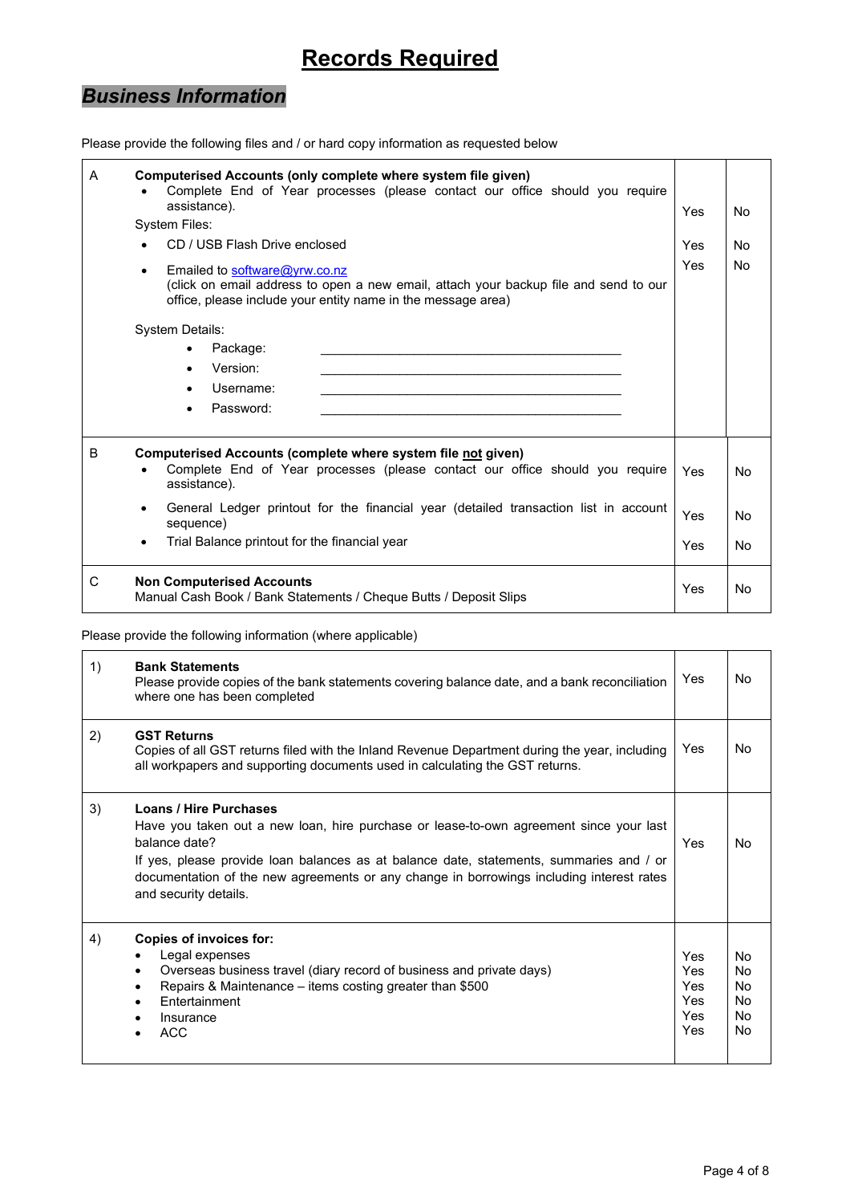# Records Required

## *Business Information*

Please provide the following files and / or hard copy information as requested below

| | | | |
|---|---|---|---|
| A | **Computerised Accounts (only complete where system file given)**<br>• Complete End of Year processes (please contact our office should you require assistance). | Yes | No |
| | System Files:<br>• CD / USB Flash Drive enclosed | Yes | No |
| | • Emailed to software@yrw.co.nz<br>(click on email address to open a new email, attach your backup file and send to our office, please include your entity name in the message area) | Yes | No |
| | System Details:<br>• Package: ____________________<br>• Version: ____________________<br>• Username: ____________________<br>• Password: ____________________ | | |
| B | **Computerised Accounts (complete where system file not given)**<br>• Complete End of Year processes (please contact our office should you require assistance). | Yes | No |
| | • General Ledger printout for the financial year (detailed transaction list in account sequence) | Yes | No |
| | • Trial Balance printout for the financial year | Yes | No |
| C | **Non Computerised Accounts**<br>Manual Cash Book / Bank Statements / Cheque Butts / Deposit Slips | Yes | No |

Please provide the following information (where applicable)

| | | | |
|---|---|---|---|
| 1) | **Bank Statements**<br>Please provide copies of the bank statements covering balance date, and a bank reconciliation where one has been completed | Yes | No |
| 2) | **GST Returns**<br>Copies of all GST returns filed with the Inland Revenue Department during the year, including all workpapers and supporting documents used in calculating the GST returns. | Yes | No |
| 3) | **Loans / Hire Purchases**<br>Have you taken out a new loan, hire purchase or lease-to-own agreement since your last balance date?<br>If yes, please provide loan balances as at balance date, statements, summaries and / or documentation of the new agreements or any change in borrowings including interest rates and security details. | Yes | No |
| 4) | **Copies of invoices for:** | | |
| | • Legal expenses | Yes | No |
| | • Overseas business travel (diary record of business and private days) | Yes | No |
| | • Repairs & Maintenance – items costing greater than $500 | Yes | No |
| | • Entertainment | Yes | No |
| | • Insurance | Yes | No |
| | • ACC | Yes | No |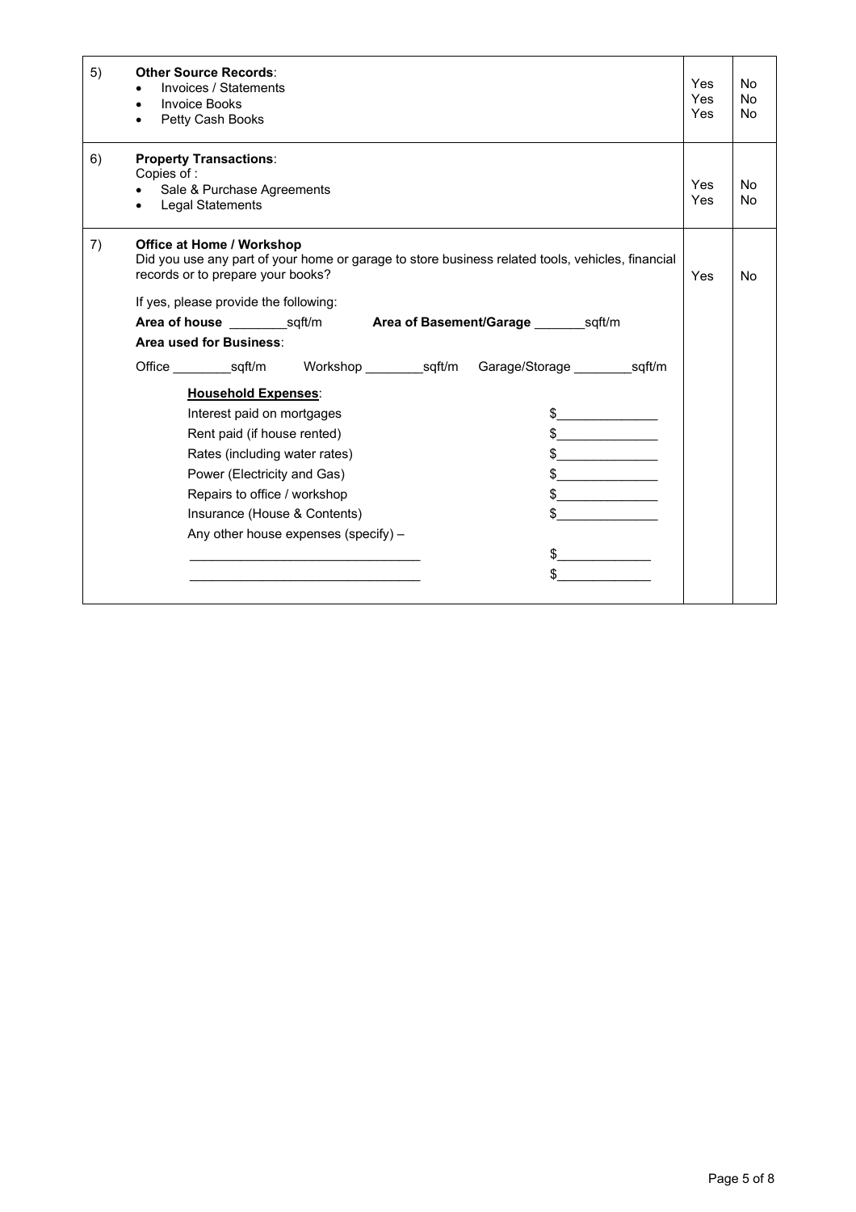| | | | |
|---|---|---|---|
| 5) | **Other Source Records**:<br>• Invoices / Statements<br>• Invoice Books<br>• Petty Cash Books | Yes<br>Yes<br>Yes | No<br>No<br>No |
| 6) | **Property Transactions**:<br>Copies of :<br>• Sale & Purchase Agreements<br>• Legal Statements | Yes<br>Yes | No<br>No |
| 7) | **Office at Home / Workshop**<br>Did you use any part of your home or garage to store business related tools, vehicles, financial records or to prepare your books?<br><br>If yes, please provide the following:<br>**Area of house** ________sqft/m **Area of Basement/Garage** _______sqft/m<br>**Area used for Business**:<br>Office ________sqft/m Workshop ________sqft/m Garage/Storage ________sqft/m<br><br>**<u>Household Expenses</u>**:<br>Interest paid on mortgages $______________<br>Rent paid (if house rented) $______________<br>Rates (including water rates) $______________<br>Power (Electricity and Gas) $______________<br>Repairs to office / workshop $______________<br>Insurance (House & Contents) $______________<br>Any other house expenses (specify) –<br>________________________________ $_____________<br>________________________________ $_____________ | Yes | No |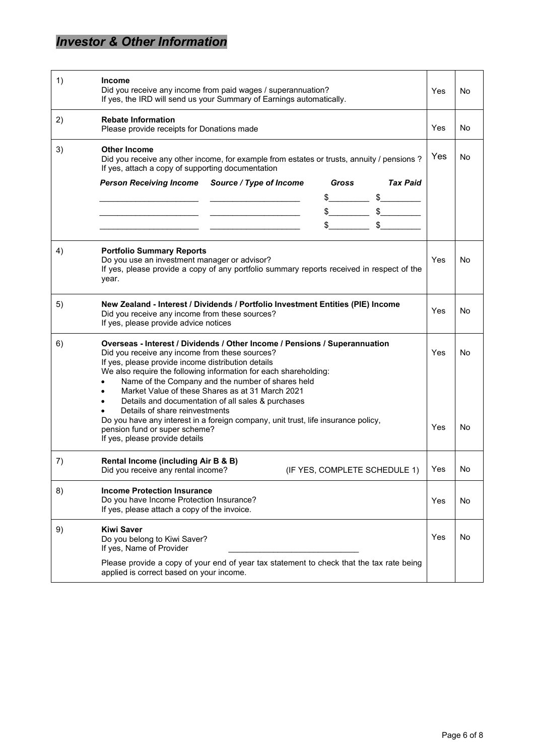# *Investor & Other Information*

| | | | |
|---|---|---|---|
| 1) | **Income**<br>Did you receive any income from paid wages / superannuation?<br>If yes, the IRD will send us your Summary of Earnings automatically. | Yes | No |
| 2) | **Rebate Information**<br>Please provide receipts for Donations made | Yes | No |
| 3) | **Other Income**<br>Did you receive any other income, for example from estates or trusts, annuity / pensions ?<br>If yes, attach a copy of supporting documentation<br>***Person Receiving Income*** ***Source / Type of Income*** ***Gross*** ***Tax Paid***<br>\_\_\_\_\_\_\_\_\_\_\_\_\_\_\_\_\_\_\_\_ \_\_\_\_\_\_\_\_\_\_\_\_\_\_\_\_\_\_\_\_ $\_\_\_\_\_\_\_\_\_ $\_\_\_\_\_\_\_\_\_<br>\_\_\_\_\_\_\_\_\_\_\_\_\_\_\_\_\_\_\_\_ \_\_\_\_\_\_\_\_\_\_\_\_\_\_\_\_\_\_\_\_ $\_\_\_\_\_\_\_\_\_ $\_\_\_\_\_\_\_\_\_<br>\_\_\_\_\_\_\_\_\_\_\_\_\_\_\_\_\_\_\_\_ \_\_\_\_\_\_\_\_\_\_\_\_\_\_\_\_\_\_\_\_ $\_\_\_\_\_\_\_\_\_ $\_\_\_\_\_\_\_\_\_ | Yes | No |
| 4) | **Portfolio Summary Reports**<br>Do you use an investment manager or advisor?<br>If yes, please provide a copy of any portfolio summary reports received in respect of the year. | Yes | No |
| 5) | **New Zealand - Interest / Dividends / Portfolio Investment Entities (PIE) Income**<br>Did you receive any income from these sources?<br>If yes, please provide advice notices | Yes | No |
| 6) | **Overseas - Interest / Dividends / Other Income / Pensions / Superannuation**<br>Did you receive any income from these sources?<br>If yes, please provide income distribution details<br>We also require the following information for each shareholding:<br>• Name of the Company and the number of shares held<br>• Market Value of these Shares as at 31 March 2021<br>• Details and documentation of all sales & purchases<br>• Details of share reinvestments | Yes | No |
| | Do you have any interest in a foreign company, unit trust, life insurance policy, pension fund or super scheme?<br>If yes, please provide details | Yes | No |
| 7) | **Rental Income (including Air B & B)**<br>Did you receive any rental income? (IF YES, COMPLETE SCHEDULE 1) | Yes | No |
| 8) | **Income Protection Insurance**<br>Do you have Income Protection Insurance?<br>If yes, please attach a copy of the invoice. | Yes | No |
| 9) | **Kiwi Saver**<br>Do you belong to Kiwi Saver?<br>If yes, Name of Provider \_\_\_\_\_\_\_\_\_\_\_\_\_\_\_\_\_\_\_\_\_\_\_\_\_\_\_\_<br>Please provide a copy of your end of year tax statement to check that the tax rate being applied is correct based on your income. | Yes | No |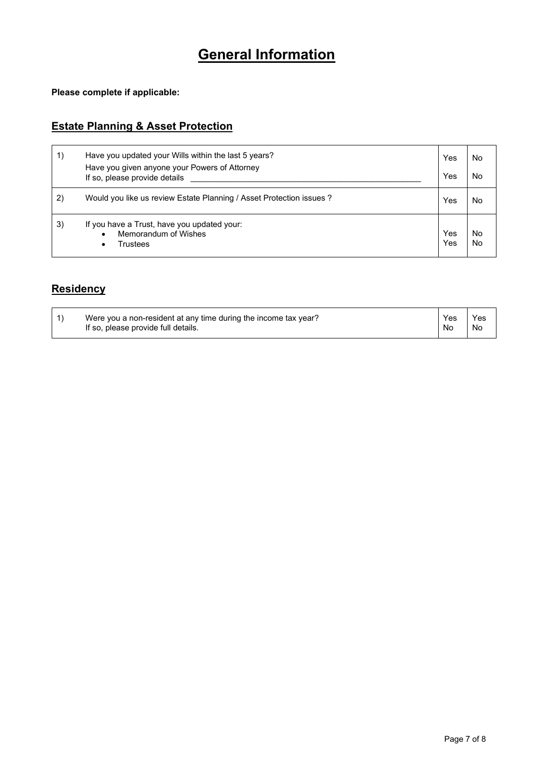# General Information

**Please complete if applicable:**

## Estate Planning & Asset Protection

| | | | |
|---|---|---|---|
| 1) | Have you updated your Wills within the last 5 years?<br>Have you given anyone your Powers of Attorney<br>If so, please provide details ____________________________________________________ | Yes<br>Yes | No<br>No |
| 2) | Would you like us review Estate Planning / Asset Protection issues ? | Yes | No |
| 3) | If you have a Trust, have you updated your:<br>• Memorandum of Wishes<br>• Trustees | Yes<br>Yes | No<br>No |

## Residency

| | | | |
|---|---|---|---|
| 1) | Were you a non-resident at any time during the income tax year?<br>If so, please provide full details. | Yes<br>No | Yes<br>No |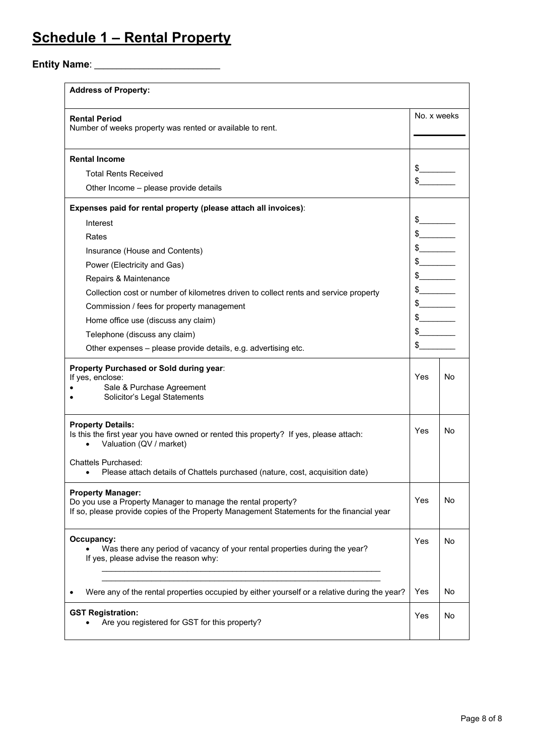# Schedule 1 – Rental Property

**Entity Name**: _______________________

| | | |
|---|---|---|
| **Address of Property:** | | |
| **Rental Period**<br>Number of weeks property was rented or available to rent. | No. x weeks<br>________ | |
| **Rental Income**<br>Total Rents Received<br>Other Income – please provide details | $________<br>$________ | |
| **Expenses paid for rental property (please attach all invoices)**:<br>Interest<br>Rates<br>Insurance (House and Contents)<br>Power (Electricity and Gas)<br>Repairs & Maintenance<br>Collection cost or number of kilometres driven to collect rents and service property<br>Commission / fees for property management<br>Home office use (discuss any claim)<br>Telephone (discuss any claim)<br>Other expenses – please provide details, e.g. advertising etc. | $________<br>$________<br>$________<br>$________<br>$________<br>$________<br>$________<br>$________<br>$________<br>$________ | |
| **Property Purchased or Sold during year**:<br>If yes, enclose:<br>• Sale & Purchase Agreement<br>• Solicitor's Legal Statements | Yes | No |
| **Property Details:**<br>Is this the first year you have owned or rented this property? If yes, please attach:<br>• Valuation (QV / market)<br><br>Chattels Purchased:<br>• Please attach details of Chattels purchased (nature, cost, acquisition date) | Yes | No |
| **Property Manager:**<br>Do you use a Property Manager to manage the rental property?<br>If so, please provide copies of the Property Management Statements for the financial year | Yes | No |
| **Occupancy:**<br>• Was there any period of vacancy of your rental properties during the year?<br>If yes, please advise the reason why:<br>________________________________________<br>________________________________________ | Yes | No |
| • Were any of the rental properties occupied by either yourself or a relative during the year? | Yes | No |
| **GST Registration:**<br>• Are you registered for GST for this property? | Yes | No |